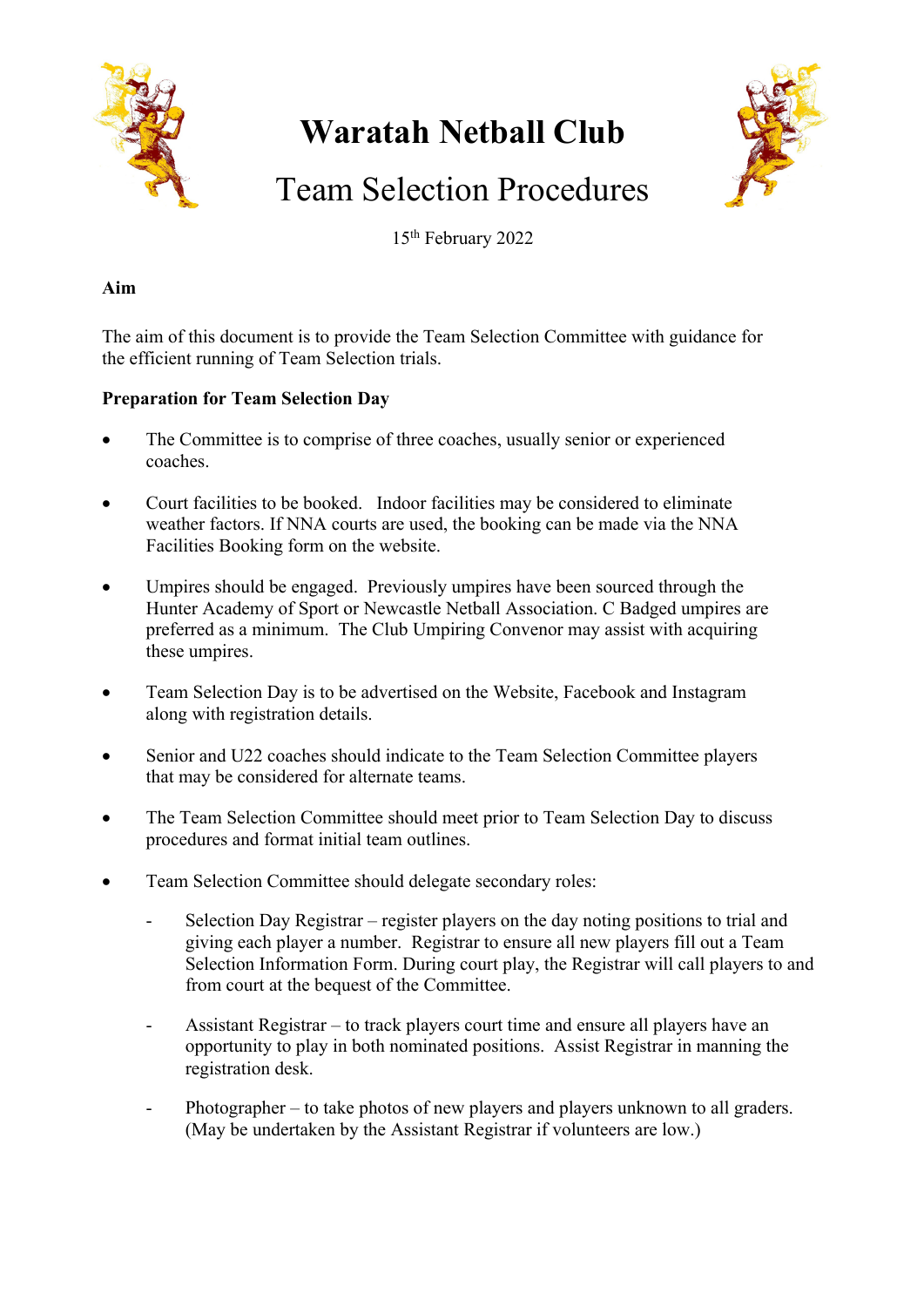# Waratah Netball Club

## Team Selection Procedures

15th February 2022

**Aim**

The aim of this document is to provide the Team Selection Committee with guidance for the efficient running of Team Selection trials.

**Preparation for Team Selection Day**

- The Committee is to comprise of three coaches, usually senior or experienced coaches.
- Court facilities to be booked. Indoor facilities may be considered to eliminate weather factors. If NNA courts are used, the booking can be made via the NNA Facilities Booking form on the website.
- Umpires should be engaged. Previously umpires have been sourced through the Hunter Academy of Sport or Newcastle Netball Association. C Badged umpires are preferred as a minimum. The Club Umpiring Convenor may assist with acquiring these umpires.
- Team Selection Day is to be advertised on the Website, Facebook and Instagram along with registration details.
- Senior and U22 coaches should indicate to the Team Selection Committee players that may be considered for alternate teams.
- The Team Selection Committee should meet prior to Team Selection Day to discuss procedures and format initial team outlines.
- Team Selection Committee should delegate secondary roles:
  - Selection Day Registrar – register players on the day noting positions to trial and giving each player a number. Registrar to ensure all new players fill out a Team Selection Information Form. During court play, the Registrar will call players to and from court at the bequest of the Committee.
  - Assistant Registrar – to track players court time and ensure all players have an opportunity to play in both nominated positions. Assist Registrar in manning the registration desk.
  - Photographer – to take photos of new players and players unknown to all graders. (May be undertaken by the Assistant Registrar if volunteers are low.)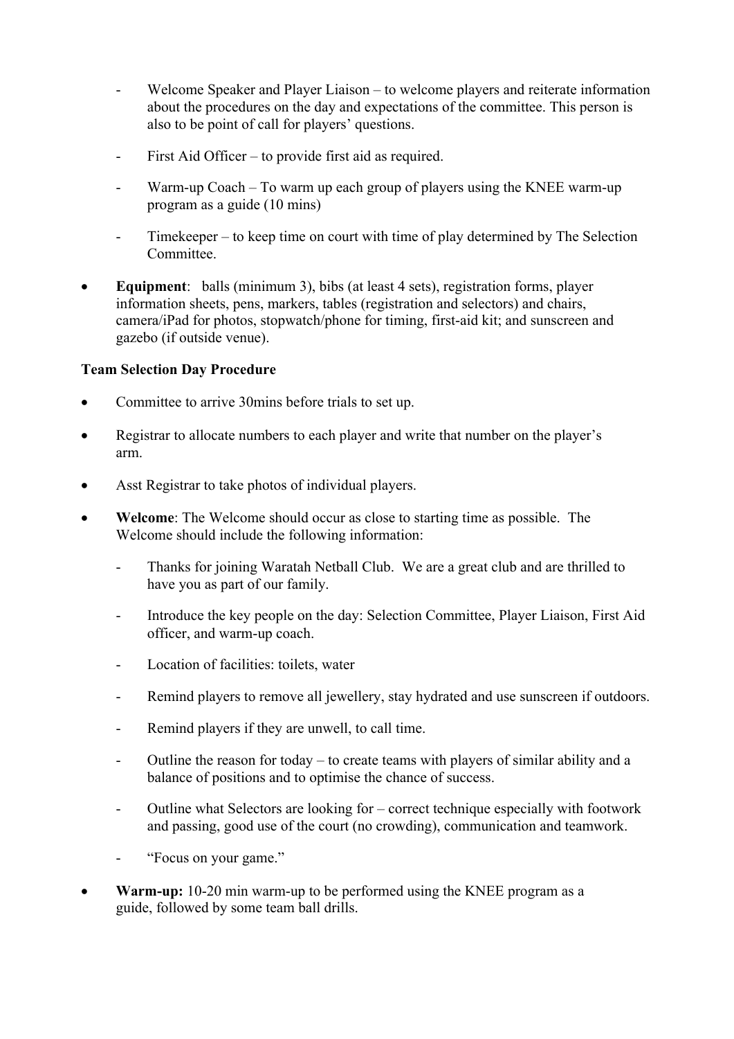- Welcome Speaker and Player Liaison – to welcome players and reiterate information about the procedures on the day and expectations of the committee. This person is also to be point of call for players' questions.
  - First Aid Officer – to provide first aid as required.
  - Warm-up Coach – To warm up each group of players using the KNEE warm-up program as a guide (10 mins)
  - Timekeeper – to keep time on court with time of play determined by The Selection Committee.

- **Equipment**: balls (minimum 3), bibs (at least 4 sets), registration forms, player information sheets, pens, markers, tables (registration and selectors) and chairs, camera/iPad for photos, stopwatch/phone for timing, first-aid kit; and sunscreen and gazebo (if outside venue).

**Team Selection Day Procedure**

- Committee to arrive 30mins before trials to set up.
- Registrar to allocate numbers to each player and write that number on the player's arm.
- Asst Registrar to take photos of individual players.
- **Welcome**: The Welcome should occur as close to starting time as possible. The Welcome should include the following information:
  - Thanks for joining Waratah Netball Club. We are a great club and are thrilled to have you as part of our family.
  - Introduce the key people on the day: Selection Committee, Player Liaison, First Aid officer, and warm-up coach.
  - Location of facilities: toilets, water
  - Remind players to remove all jewellery, stay hydrated and use sunscreen if outdoors.
  - Remind players if they are unwell, to call time.
  - Outline the reason for today – to create teams with players of similar ability and a balance of positions and to optimise the chance of success.
  - Outline what Selectors are looking for – correct technique especially with footwork and passing, good use of the court (no crowding), communication and teamwork.
  - "Focus on your game."
- **Warm-up:** 10-20 min warm-up to be performed using the KNEE program as a guide, followed by some team ball drills.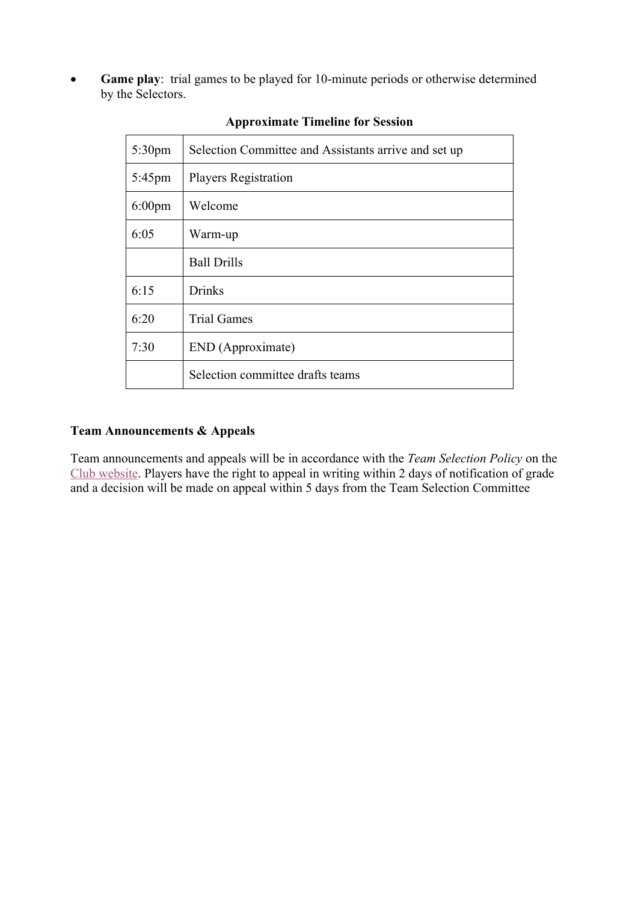- **Game play**: trial games to be played for 10-minute periods or otherwise determined by the Selectors.

**Approximate Timeline for Session**

| | |
|---|---|
| 5:30pm | Selection Committee and Assistants arrive and set up |
| 5:45pm | Players Registration |
| 6:00pm | Welcome |
| 6:05 | Warm-up |
| | Ball Drills |
| 6:15 | Drinks |
| 6:20 | Trial Games |
| 7:30 | END (Approximate) |
| | Selection committee drafts teams |

**Team Announcements & Appeals**

Team announcements and appeals will be in accordance with the *Team Selection Policy* on the Club website. Players have the right to appeal in writing within 2 days of notification of grade and a decision will be made on appeal within 5 days from the Team Selection Committee